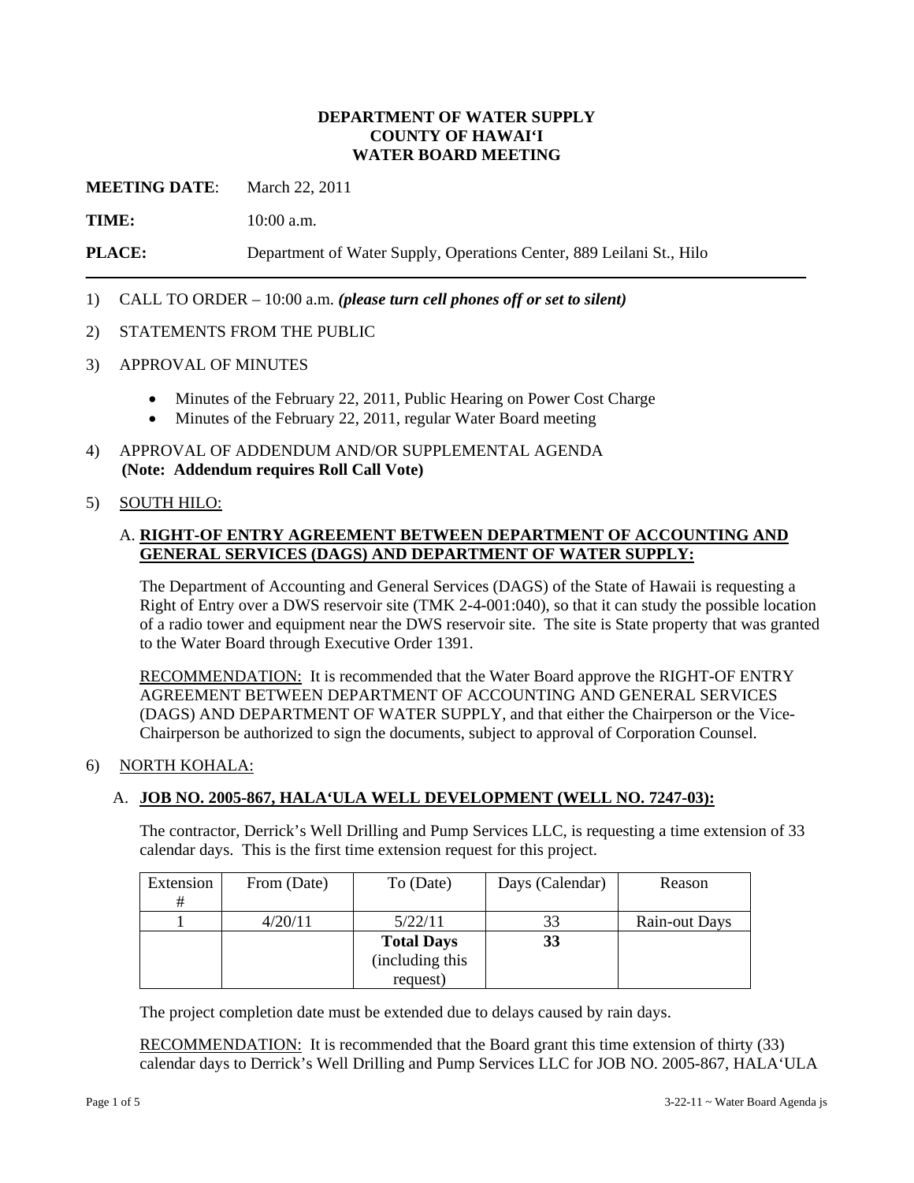**DEPARTMENT OF WATER SUPPLY**
**COUNTY OF HAWAIʻI**
**WATER BOARD MEETING**

**MEETING DATE**: March 22, 2011

**TIME:** 10:00 a.m.

**PLACE:** Department of Water Supply, Operations Center, 889 Leilani St., Hilo

---

1) CALL TO ORDER – 10:00 a.m. ***(please turn cell phones off or set to silent)***

2) STATEMENTS FROM THE PUBLIC

3) APPROVAL OF MINUTES

- Minutes of the February 22, 2011, Public Hearing on Power Cost Charge
- Minutes of the February 22, 2011, regular Water Board meeting

4) APPROVAL OF ADDENDUM AND/OR SUPPLEMENTAL AGENDA
**(Note: Addendum requires Roll Call Vote)**

5) SOUTH HILO:

A. **RIGHT-OF ENTRY AGREEMENT BETWEEN DEPARTMENT OF ACCOUNTING AND GENERAL SERVICES (DAGS) AND DEPARTMENT OF WATER SUPPLY:**

The Department of Accounting and General Services (DAGS) of the State of Hawaii is requesting a Right of Entry over a DWS reservoir site (TMK 2-4-001:040), so that it can study the possible location of a radio tower and equipment near the DWS reservoir site. The site is State property that was granted to the Water Board through Executive Order 1391.

RECOMMENDATION: It is recommended that the Water Board approve the RIGHT-OF ENTRY AGREEMENT BETWEEN DEPARTMENT OF ACCOUNTING AND GENERAL SERVICES (DAGS) AND DEPARTMENT OF WATER SUPPLY, and that either the Chairperson or the Vice-Chairperson be authorized to sign the documents, subject to approval of Corporation Counsel.

6) NORTH KOHALA:

A. **JOB NO. 2005-867, HALAʻULA WELL DEVELOPMENT (WELL NO. 7247-03):**

The contractor, Derrick's Well Drilling and Pump Services LLC, is requesting a time extension of 33 calendar days. This is the first time extension request for this project.

| Extension # | From (Date) | To (Date) | Days (Calendar) | Reason |
|---|---|---|---|---|
| 1 | 4/20/11 | 5/22/11 | 33 | Rain-out Days |
| | | **Total Days** (including this request) | **33** | |

The project completion date must be extended due to delays caused by rain days.

RECOMMENDATION: It is recommended that the Board grant this time extension of thirty (33) calendar days to Derrick's Well Drilling and Pump Services LLC for JOB NO. 2005-867, HALAʻULA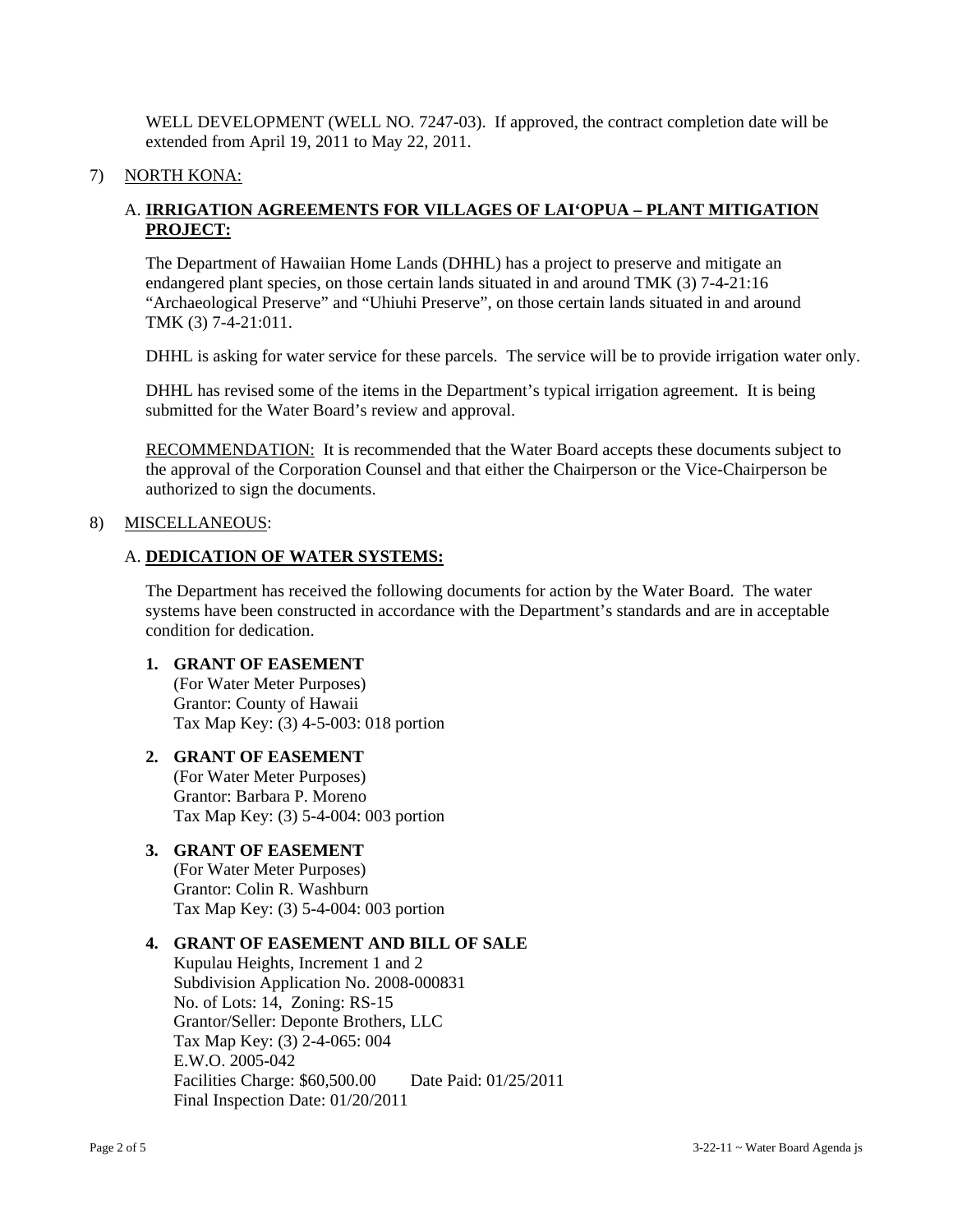WELL DEVELOPMENT (WELL NO. 7247-03). If approved, the contract completion date will be extended from April 19, 2011 to May 22, 2011.

7) NORTH KONA:

A. **IRRIGATION AGREEMENTS FOR VILLAGES OF LAI'OPUA – PLANT MITIGATION PROJECT:**

The Department of Hawaiian Home Lands (DHHL) has a project to preserve and mitigate an endangered plant species, on those certain lands situated in and around TMK (3) 7-4-21:16 "Archaeological Preserve" and "Uhiuhi Preserve", on those certain lands situated in and around TMK (3) 7-4-21:011.

DHHL is asking for water service for these parcels. The service will be to provide irrigation water only.

DHHL has revised some of the items in the Department's typical irrigation agreement. It is being submitted for the Water Board's review and approval.

RECOMMENDATION: It is recommended that the Water Board accepts these documents subject to the approval of the Corporation Counsel and that either the Chairperson or the Vice-Chairperson be authorized to sign the documents.

8) MISCELLANEOUS:

A. **DEDICATION OF WATER SYSTEMS:**

The Department has received the following documents for action by the Water Board. The water systems have been constructed in accordance with the Department's standards and are in acceptable condition for dedication.

**1. GRANT OF EASEMENT**
(For Water Meter Purposes)
Grantor: County of Hawaii
Tax Map Key: (3) 4-5-003: 018 portion

**2. GRANT OF EASEMENT**
(For Water Meter Purposes)
Grantor: Barbara P. Moreno
Tax Map Key: (3) 5-4-004: 003 portion

**3. GRANT OF EASEMENT**
(For Water Meter Purposes)
Grantor: Colin R. Washburn
Tax Map Key: (3) 5-4-004: 003 portion

**4. GRANT OF EASEMENT AND BILL OF SALE**
Kupulau Heights, Increment 1 and 2
Subdivision Application No. 2008-000831
No. of Lots: 14, Zoning: RS-15
Grantor/Seller: Deponte Brothers, LLC
Tax Map Key: (3) 2-4-065: 004
E.W.O. 2005-042
Facilities Charge: $60,500.00 Date Paid: 01/25/2011
Final Inspection Date: 01/20/2011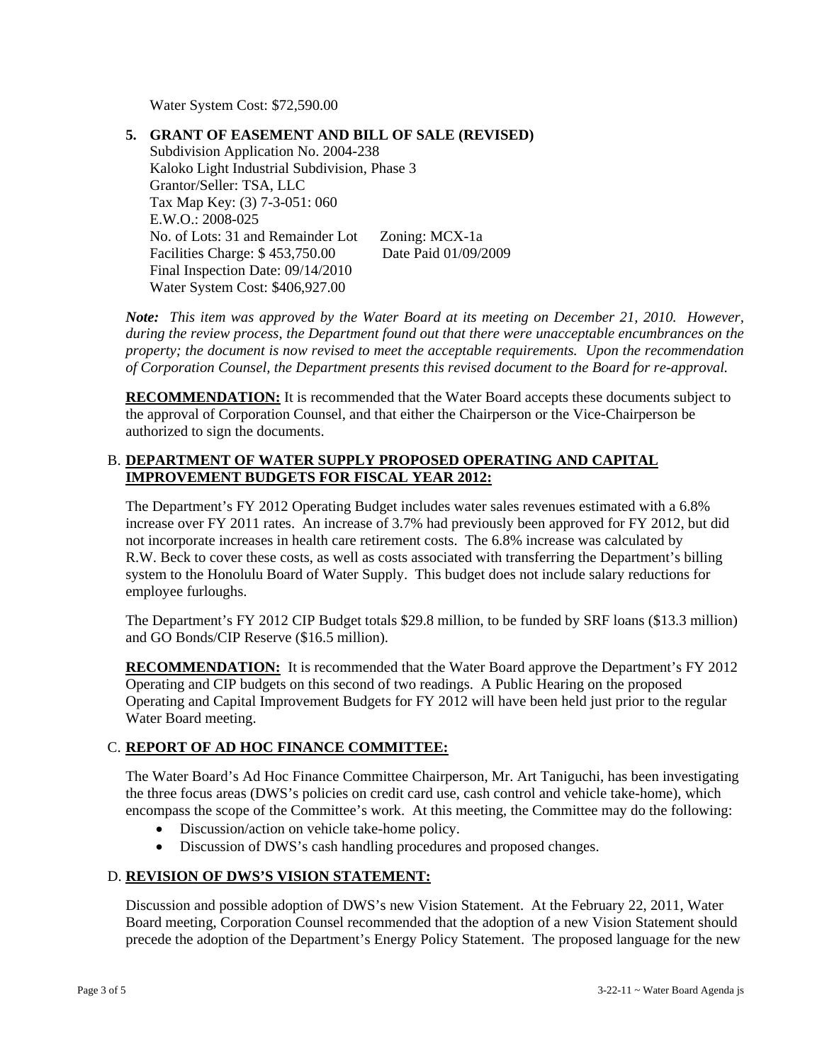Water System Cost: $72,590.00

**5. GRANT OF EASEMENT AND BILL OF SALE (REVISED)**

Subdivision Application No. 2004-238
Kaloko Light Industrial Subdivision, Phase 3
Grantor/Seller: TSA, LLC
Tax Map Key: (3) 7-3-051: 060
E.W.O.: 2008-025
No. of Lots: 31 and Remainder Lot     Zoning: MCX-1a
Facilities Charge: $ 453,750.00     Date Paid 01/09/2009
Final Inspection Date: 09/14/2010
Water System Cost: $406,927.00

***Note:*** *This item was approved by the Water Board at its meeting on December 21, 2010. However, during the review process, the Department found out that there were unacceptable encumbrances on the property; the document is now revised to meet the acceptable requirements. Upon the recommendation of Corporation Counsel, the Department presents this revised document to the Board for re-approval.*

**RECOMMENDATION:** It is recommended that the Water Board accepts these documents subject to the approval of Corporation Counsel, and that either the Chairperson or the Vice-Chairperson be authorized to sign the documents.

## B. DEPARTMENT OF WATER SUPPLY PROPOSED OPERATING AND CAPITAL IMPROVEMENT BUDGETS FOR FISCAL YEAR 2012:

The Department's FY 2012 Operating Budget includes water sales revenues estimated with a 6.8% increase over FY 2011 rates. An increase of 3.7% had previously been approved for FY 2012, but did not incorporate increases in health care retirement costs. The 6.8% increase was calculated by R.W. Beck to cover these costs, as well as costs associated with transferring the Department's billing system to the Honolulu Board of Water Supply. This budget does not include salary reductions for employee furloughs.

The Department's FY 2012 CIP Budget totals $29.8 million, to be funded by SRF loans ($13.3 million) and GO Bonds/CIP Reserve ($16.5 million).

**RECOMMENDATION:** It is recommended that the Water Board approve the Department's FY 2012 Operating and CIP budgets on this second of two readings. A Public Hearing on the proposed Operating and Capital Improvement Budgets for FY 2012 will have been held just prior to the regular Water Board meeting.

## C. REPORT OF AD HOC FINANCE COMMITTEE:

The Water Board's Ad Hoc Finance Committee Chairperson, Mr. Art Taniguchi, has been investigating the three focus areas (DWS's policies on credit card use, cash control and vehicle take-home), which encompass the scope of the Committee's work. At this meeting, the Committee may do the following:

- Discussion/action on vehicle take-home policy.
- Discussion of DWS's cash handling procedures and proposed changes.

## D. REVISION OF DWS'S VISION STATEMENT:

Discussion and possible adoption of DWS's new Vision Statement. At the February 22, 2011, Water Board meeting, Corporation Counsel recommended that the adoption of a new Vision Statement should precede the adoption of the Department's Energy Policy Statement. The proposed language for the new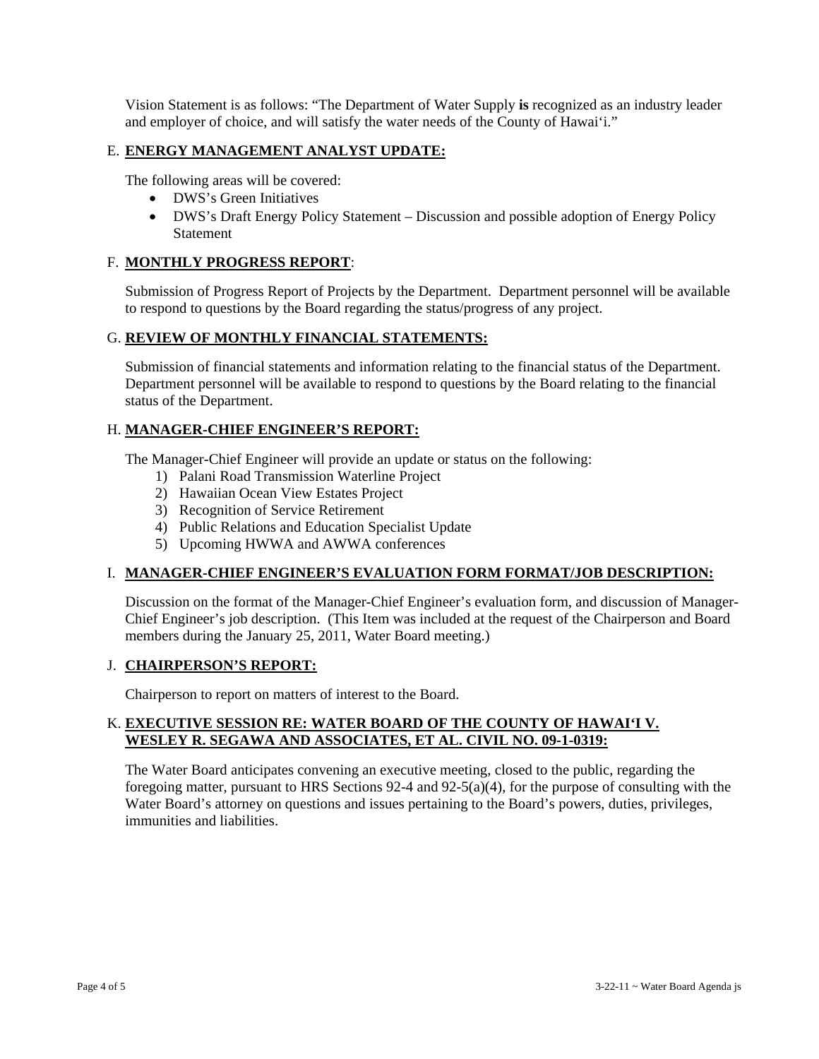Vision Statement is as follows: "The Department of Water Supply **is** recognized as an industry leader and employer of choice, and will satisfy the water needs of the County of Hawai'i."

E. **ENERGY MANAGEMENT ANALYST UPDATE:**

The following areas will be covered:

- DWS's Green Initiatives
- DWS's Draft Energy Policy Statement – Discussion and possible adoption of Energy Policy Statement

F. **MONTHLY PROGRESS REPORT**:

Submission of Progress Report of Projects by the Department. Department personnel will be available to respond to questions by the Board regarding the status/progress of any project.

G. **REVIEW OF MONTHLY FINANCIAL STATEMENTS:**

Submission of financial statements and information relating to the financial status of the Department. Department personnel will be available to respond to questions by the Board relating to the financial status of the Department.

H. **MANAGER-CHIEF ENGINEER'S REPORT:**

The Manager-Chief Engineer will provide an update or status on the following:

1) Palani Road Transmission Waterline Project
2) Hawaiian Ocean View Estates Project
3) Recognition of Service Retirement
4) Public Relations and Education Specialist Update
5) Upcoming HWWA and AWWA conferences

I. **MANAGER-CHIEF ENGINEER'S EVALUATION FORM FORMAT/JOB DESCRIPTION:**

Discussion on the format of the Manager-Chief Engineer's evaluation form, and discussion of Manager-Chief Engineer's job description. (This Item was included at the request of the Chairperson and Board members during the January 25, 2011, Water Board meeting.)

J. **CHAIRPERSON'S REPORT:**

Chairperson to report on matters of interest to the Board.

K. **EXECUTIVE SESSION RE: WATER BOARD OF THE COUNTY OF HAWAI'I V. WESLEY R. SEGAWA AND ASSOCIATES, ET AL. CIVIL NO. 09-1-0319:**

The Water Board anticipates convening an executive meeting, closed to the public, regarding the foregoing matter, pursuant to HRS Sections 92-4 and 92-5(a)(4), for the purpose of consulting with the Water Board's attorney on questions and issues pertaining to the Board's powers, duties, privileges, immunities and liabilities.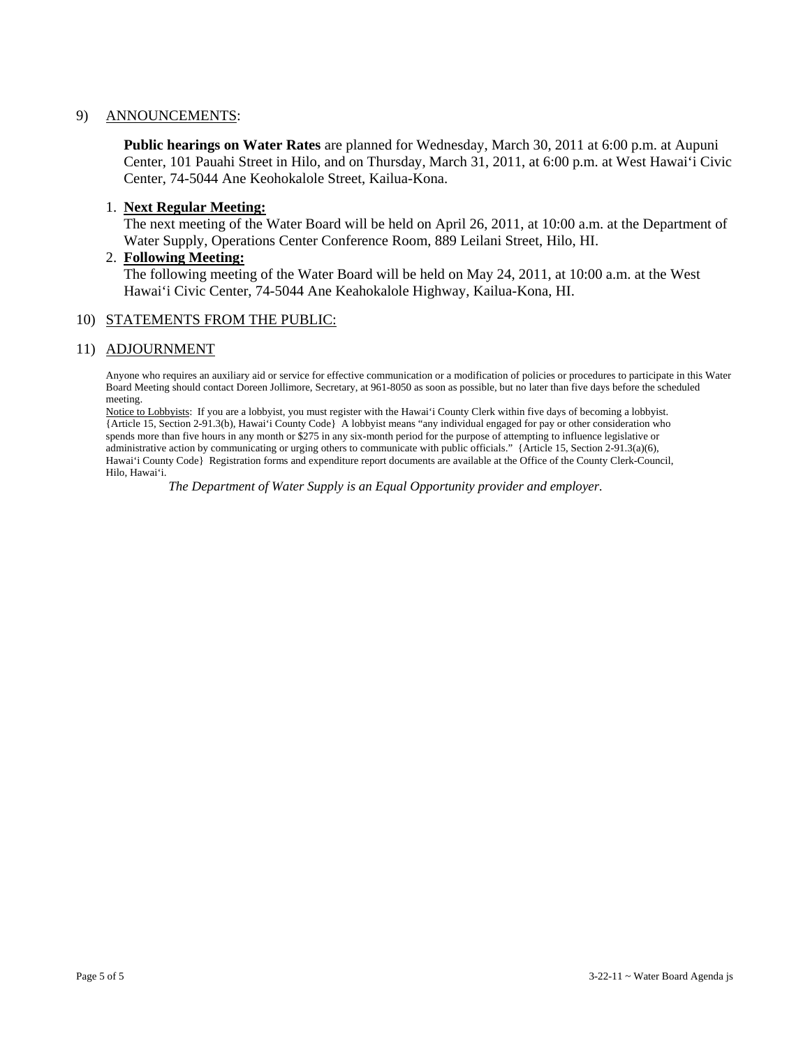9) ANNOUNCEMENTS:

**Public hearings on Water Rates** are planned for Wednesday, March 30, 2011 at 6:00 p.m. at Aupuni Center, 101 Pauahi Street in Hilo, and on Thursday, March 31, 2011, at 6:00 p.m. at West Hawai'i Civic Center, 74-5044 Ane Keohokalole Street, Kailua-Kona.

1. **Next Regular Meeting:**
   The next meeting of the Water Board will be held on April 26, 2011, at 10:00 a.m. at the Department of Water Supply, Operations Center Conference Room, 889 Leilani Street, Hilo, HI.
2. **Following Meeting:**
   The following meeting of the Water Board will be held on May 24, 2011, at 10:00 a.m. at the West Hawai'i Civic Center, 74-5044 Ane Keahokalole Highway, Kailua-Kona, HI.

10) STATEMENTS FROM THE PUBLIC:

11) ADJOURNMENT

Anyone who requires an auxiliary aid or service for effective communication or a modification of policies or procedures to participate in this Water Board Meeting should contact Doreen Jollimore, Secretary, at 961-8050 as soon as possible, but no later than five days before the scheduled meeting.

Notice to Lobbyists: If you are a lobbyist, you must register with the Hawai'i County Clerk within five days of becoming a lobbyist. {Article 15, Section 2-91.3(b), Hawai'i County Code} A lobbyist means "any individual engaged for pay or other consideration who spends more than five hours in any month or $275 in any six-month period for the purpose of attempting to influence legislative or administrative action by communicating or urging others to communicate with public officials." {Article 15, Section 2-91.3(a)(6), Hawai'i County Code} Registration forms and expenditure report documents are available at the Office of the County Clerk-Council, Hilo, Hawai'i.

*The Department of Water Supply is an Equal Opportunity provider and employer.*